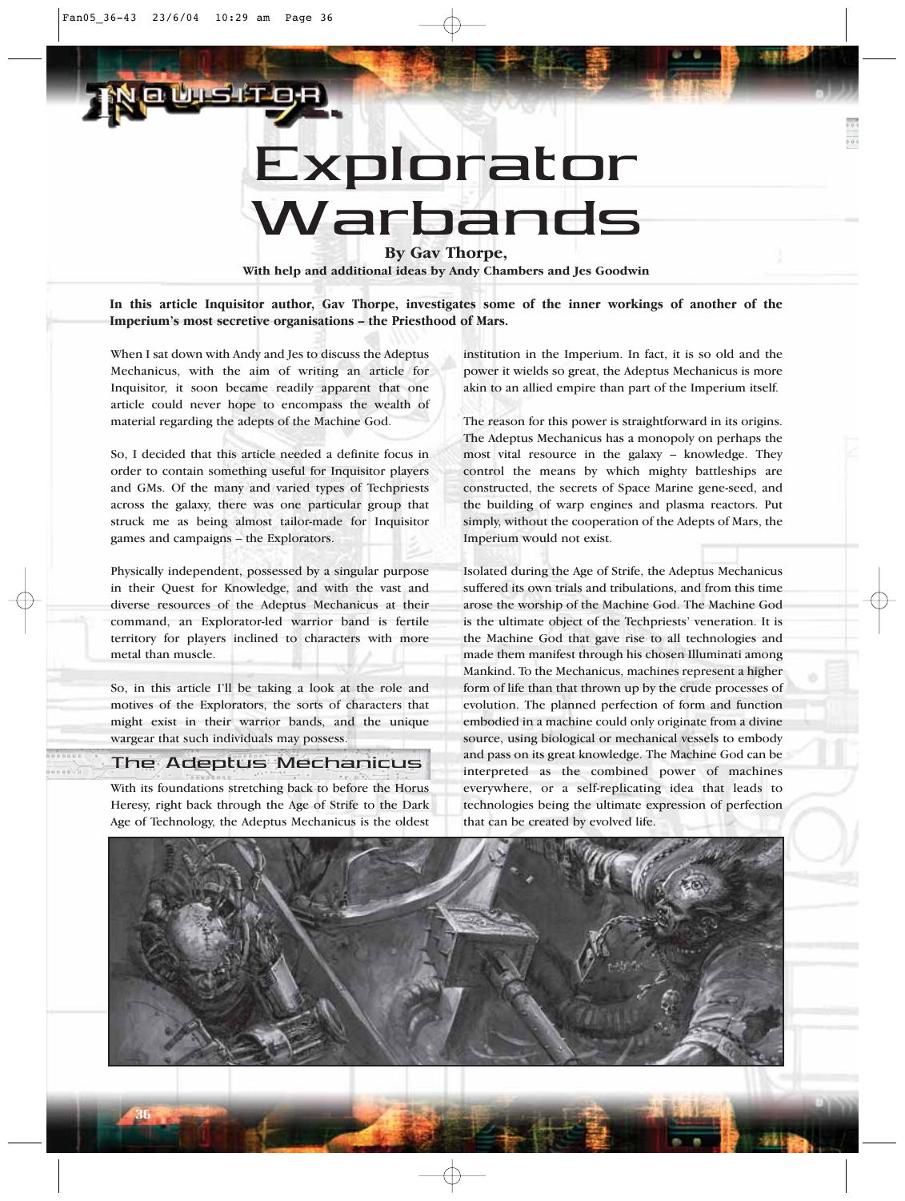# Explorator Warbands

**By Gav Thorpe,**
**With help and additional ideas by Andy Chambers and Jes Goodwin**

**In this article Inquisitor author, Gav Thorpe, investigates some of the inner workings of another of the Imperium's most secretive organisations – the Priesthood of Mars.**

When I sat down with Andy and Jes to discuss the Adeptus Mechanicus, with the aim of writing an article for Inquisitor, it soon became readily apparent that one article could never hope to encompass the wealth of material regarding the adepts of the Machine God.

So, I decided that this article needed a definite focus in order to contain something useful for Inquisitor players and GMs. Of the many and varied types of Techpriests across the galaxy, there was one particular group that struck me as being almost tailor-made for Inquisitor games and campaigns – the Explorators.

Physically independent, possessed by a singular purpose in their Quest for Knowledge, and with the vast and diverse resources of the Adeptus Mechanicus at their command, an Explorator-led warrior band is fertile territory for players inclined to characters with more metal than muscle.

So, in this article I'll be taking a look at the role and motives of the Explorators, the sorts of characters that might exist in their warrior bands, and the unique wargear that such individuals may possess.

## The Adeptus Mechanicus

With its foundations stretching back to before the Horus Heresy, right back through the Age of Strife to the Dark Age of Technology, the Adeptus Mechanicus is the oldest institution in the Imperium. In fact, it is so old and the power it wields so great, the Adeptus Mechanicus is more akin to an allied empire than part of the Imperium itself.

The reason for this power is straightforward in its origins. The Adeptus Mechanicus has a monopoly on perhaps the most vital resource in the galaxy – knowledge. They control the means by which mighty battleships are constructed, the secrets of Space Marine gene-seed, and the building of warp engines and plasma reactors. Put simply, without the cooperation of the Adepts of Mars, the Imperium would not exist.

Isolated during the Age of Strife, the Adeptus Mechanicus suffered its own trials and tribulations, and from this time arose the worship of the Machine God. The Machine God is the ultimate object of the Techpriests' veneration. It is the Machine God that gave rise to all technologies and made them manifest through his chosen Illuminati among Mankind. To the Mechanicus, machines represent a higher form of life than that thrown up by the crude processes of evolution. The planned perfection of form and function embodied in a machine could only originate from a divine source, using biological or mechanical vessels to embody and pass on its great knowledge. The Machine God can be interpreted as the combined power of machines everywhere, or a self-replicating idea that leads to technologies being the ultimate expression of perfection that can be created by evolved life.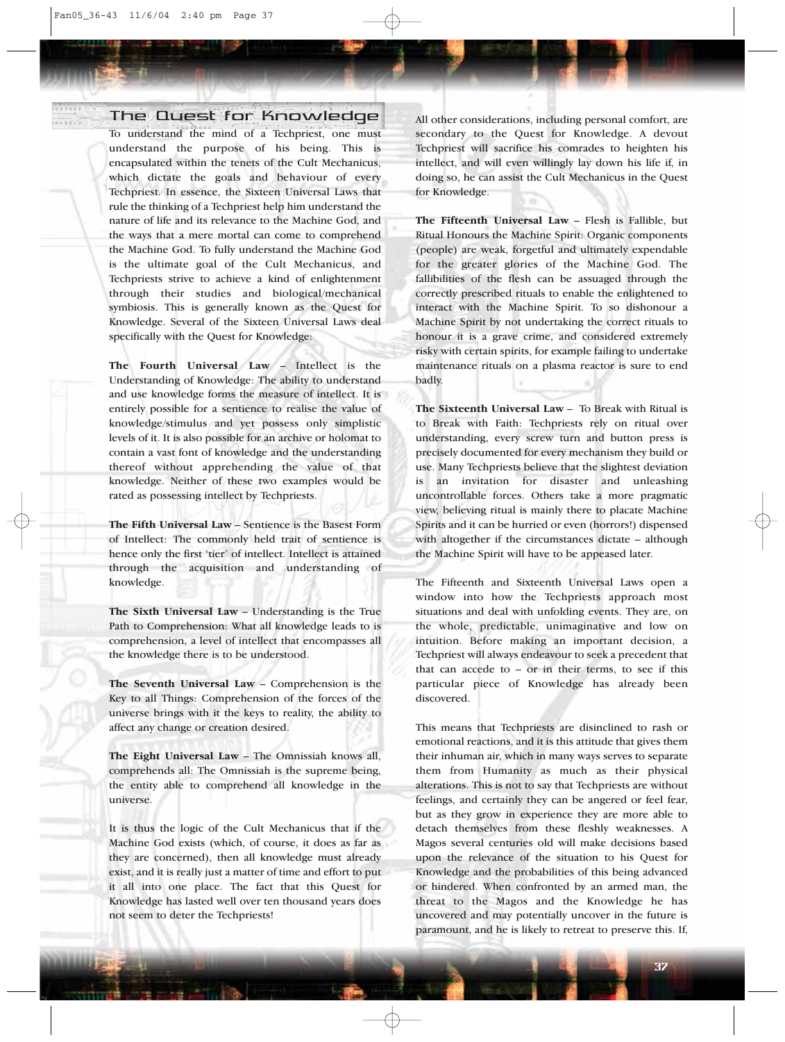## The Quest for Knowledge

To understand the mind of a Techpriest, one must understand the purpose of his being. This is encapsulated within the tenets of the Cult Mechanicus, which dictate the goals and behaviour of every Techpriest. In essence, the Sixteen Universal Laws that rule the thinking of a Techpriest help him understand the nature of life and its relevance to the Machine God, and the ways that a mere mortal can come to comprehend the Machine God. To fully understand the Machine God is the ultimate goal of the Cult Mechanicus, and Techpriests strive to achieve a kind of enlightenment through their studies and biological/mechanical symbiosis. This is generally known as the Quest for Knowledge. Several of the Sixteen Universal Laws deal specifically with the Quest for Knowledge:

**The Fourth Universal Law** – Intellect is the Understanding of Knowledge: The ability to understand and use knowledge forms the measure of intellect. It is entirely possible for a sentience to realise the value of knowledge/stimulus and yet possess only simplistic levels of it. It is also possible for an archive or holomat to contain a vast font of knowledge and the understanding thereof without apprehending the value of that knowledge. Neither of these two examples would be rated as possessing intellect by Techpriests.

**The Fifth Universal Law** – Sentience is the Basest Form of Intellect: The commonly held trait of sentience is hence only the first 'tier' of intellect. Intellect is attained through the acquisition and understanding of knowledge.

**The Sixth Universal Law** – Understanding is the True Path to Comprehension: What all knowledge leads to is comprehension, a level of intellect that encompasses all the knowledge there is to be understood.

**The Seventh Universal Law** – Comprehension is the Key to all Things: Comprehension of the forces of the universe brings with it the keys to reality, the ability to affect any change or creation desired.

**The Eight Universal Law** – The Omnissiah knows all, comprehends all: The Omnissiah is the supreme being, the entity able to comprehend all knowledge in the universe.

It is thus the logic of the Cult Mechanicus that if the Machine God exists (which, of course, it does as far as they are concerned), then all knowledge must already exist, and it is really just a matter of time and effort to put it all into one place. The fact that this Quest for Knowledge has lasted well over ten thousand years does not seem to deter the Techpriests!

All other considerations, including personal comfort, are secondary to the Quest for Knowledge. A devout Techpriest will sacrifice his comrades to heighten his intellect, and will even willingly lay down his life if, in doing so, he can assist the Cult Mechanicus in the Quest for Knowledge.

**The Fifteenth Universal Law** – Flesh is Fallible, but Ritual Honours the Machine Spirit: Organic components (people) are weak, forgetful and ultimately expendable for the greater glories of the Machine God. The fallibilities of the flesh can be assuaged through the correctly prescribed rituals to enable the enlightened to interact with the Machine Spirit. To so dishonour a Machine Spirit by not undertaking the correct rituals to honour it is a grave crime, and considered extremely risky with certain spirits, for example failing to undertake maintenance rituals on a plasma reactor is sure to end badly.

**The Sixteenth Universal Law** – To Break with Ritual is to Break with Faith: Techpriests rely on ritual over understanding, every screw turn and button press is precisely documented for every mechanism they build or use. Many Techpriests believe that the slightest deviation is an invitation for disaster and unleashing uncontrollable forces. Others take a more pragmatic view, believing ritual is mainly there to placate Machine Spirits and it can be hurried or even (horrors!) dispensed with altogether if the circumstances dictate – although the Machine Spirit will have to be appeased later.

The Fifteenth and Sixteenth Universal Laws open a window into how the Techpriests approach most situations and deal with unfolding events. They are, on the whole, predictable, unimaginative and low on intuition. Before making an important decision, a Techpriest will always endeavour to seek a precedent that that can accede to – or in their terms, to see if this particular piece of Knowledge has already been discovered.

This means that Techpriests are disinclined to rash or emotional reactions, and it is this attitude that gives them their inhuman air, which in many ways serves to separate them from Humanity as much as their physical alterations. This is not to say that Techpriests are without feelings, and certainly they can be angered or feel fear, but as they grow in experience they are more able to detach themselves from these fleshly weaknesses. A Magos several centuries old will make decisions based upon the relevance of the situation to his Quest for Knowledge and the probabilities of this being advanced or hindered. When confronted by an armed man, the threat to the Magos and the Knowledge he has uncovered and may potentially uncover in the future is paramount, and he is likely to retreat to preserve this. If,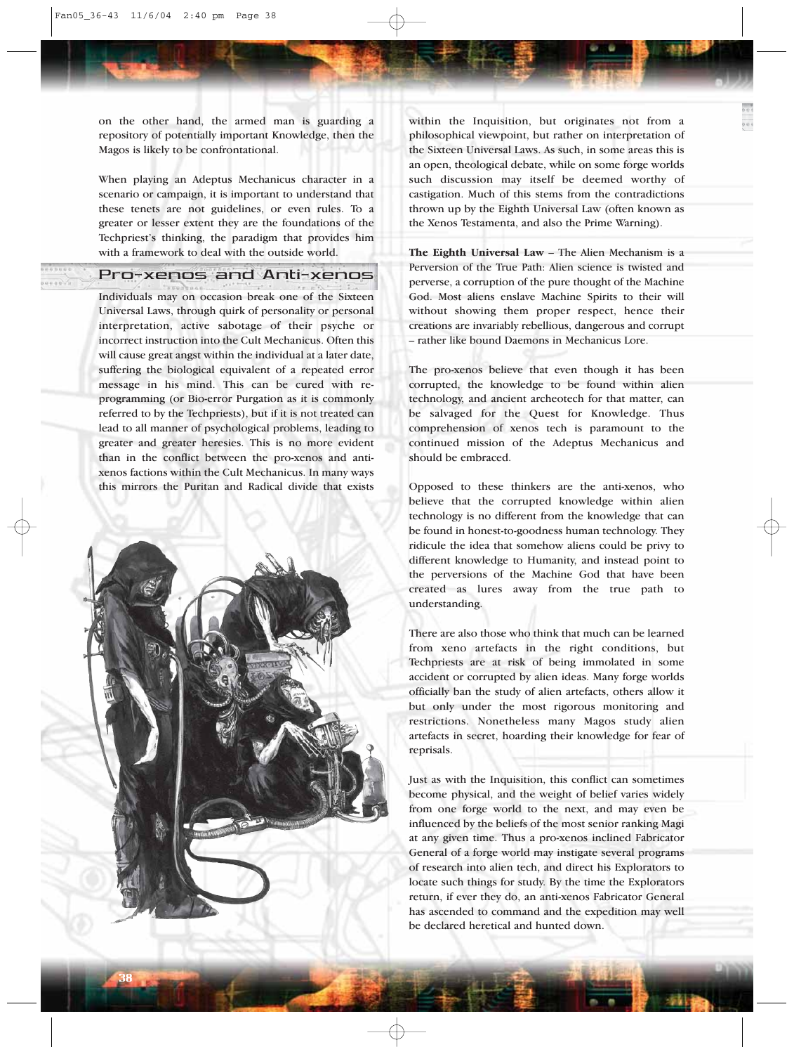on the other hand, the armed man is guarding a repository of potentially important Knowledge, then the Magos is likely to be confrontational.

When playing an Adeptus Mechanicus character in a scenario or campaign, it is important to understand that these tenets are not guidelines, or even rules. To a greater or lesser extent they are the foundations of the Techpriest's thinking, the paradigm that provides him with a framework to deal with the outside world.

## Pro-xenos and Anti-xenos

Individuals may on occasion break one of the Sixteen Universal Laws, through quirk of personality or personal interpretation, active sabotage of their psyche or incorrect instruction into the Cult Mechanicus. Often this will cause great angst within the individual at a later date, suffering the biological equivalent of a repeated error message in his mind. This can be cured with re-programming (or Bio-error Purgation as it is commonly referred to by the Techpriests), but if it is not treated can lead to all manner of psychological problems, leading to greater and greater heresies. This is no more evident than in the conflict between the pro-xenos and anti-xenos factions within the Cult Mechanicus. In many ways this mirrors the Puritan and Radical divide that exists within the Inquisition, but originates not from a philosophical viewpoint, but rather on interpretation of the Sixteen Universal Laws. As such, in some areas this is an open, theological debate, while on some forge worlds such discussion may itself be deemed worthy of castigation. Much of this stems from the contradictions thrown up by the Eighth Universal Law (often known as the Xenos Testamenta, and also the Prime Warning).

**The Eighth Universal Law** – The Alien Mechanism is a Perversion of the True Path: Alien science is twisted and perverse, a corruption of the pure thought of the Machine God. Most aliens enslave Machine Spirits to their will without showing them proper respect, hence their creations are invariably rebellious, dangerous and corrupt – rather like bound Daemons in Mechanicus Lore.

The pro-xenos believe that even though it has been corrupted, the knowledge to be found within alien technology, and ancient archeotech for that matter, can be salvaged for the Quest for Knowledge. Thus comprehension of xenos tech is paramount to the continued mission of the Adeptus Mechanicus and should be embraced.

Opposed to these thinkers are the anti-xenos, who believe that the corrupted knowledge within alien technology is no different from the knowledge that can be found in honest-to-goodness human technology. They ridicule the idea that somehow aliens could be privy to different knowledge to Humanity, and instead point to the perversions of the Machine God that have been created as lures away from the true path to understanding.

There are also those who think that much can be learned from xeno artefacts in the right conditions, but Techpriests are at risk of being immolated in some accident or corrupted by alien ideas. Many forge worlds officially ban the study of alien artefacts, others allow it but only under the most rigorous monitoring and restrictions. Nonetheless many Magos study alien artefacts in secret, hoarding their knowledge for fear of reprisals.

Just as with the Inquisition, this conflict can sometimes become physical, and the weight of belief varies widely from one forge world to the next, and may even be influenced by the beliefs of the most senior ranking Magi at any given time. Thus a pro-xenos inclined Fabricator General of a forge world may instigate several programs of research into alien tech, and direct his Explorators to locate such things for study. By the time the Explorators return, if ever they do, an anti-xenos Fabricator General has ascended to command and the expedition may well be declared heretical and hunted down.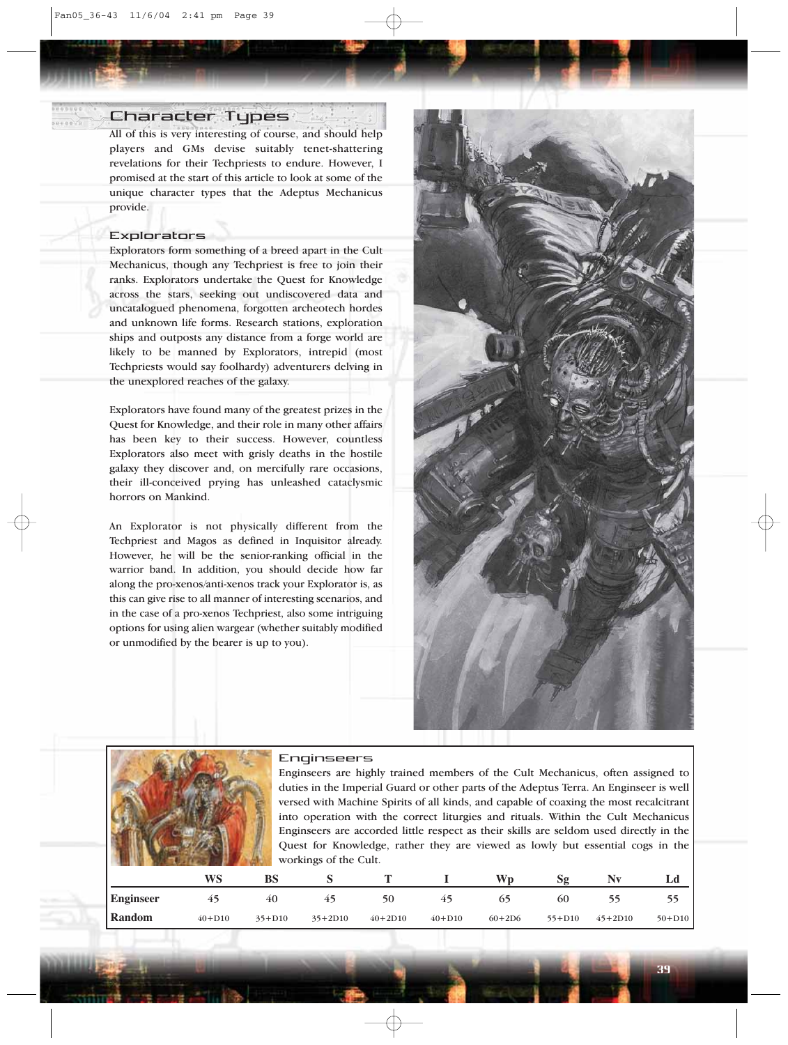## Character Types

All of this is very interesting of course, and should help players and GMs devise suitably tenet-shattering revelations for their Techpriests to endure. However, I promised at the start of this article to look at some of the unique character types that the Adeptus Mechanicus provide.

### Explorators

Explorators form something of a breed apart in the Cult Mechanicus, though any Techpriest is free to join their ranks. Explorators undertake the Quest for Knowledge across the stars, seeking out undiscovered data and uncatalogued phenomena, forgotten archeotech hordes and unknown life forms. Research stations, exploration ships and outposts any distance from a forge world are likely to be manned by Explorators, intrepid (most Techpriests would say foolhardy) adventurers delving in the unexplored reaches of the galaxy.

Explorators have found many of the greatest prizes in the Quest for Knowledge, and their role in many other affairs has been key to their success. However, countless Explorators also meet with grisly deaths in the hostile galaxy they discover and, on mercifully rare occasions, their ill-conceived prying has unleashed cataclysmic horrors on Mankind.

An Explorator is not physically different from the Techpriest and Magos as defined in Inquisitor already. However, he will be the senior-ranking official in the warrior band. In addition, you should decide how far along the pro-xenos/anti-xenos track your Explorator is, as this can give rise to all manner of interesting scenarios, and in the case of a pro-xenos Techpriest, also some intriguing options for using alien wargear (whether suitably modified or unmodified by the bearer is up to you).

### Enginseers

Enginseers are highly trained members of the Cult Mechanicus, often assigned to duties in the Imperial Guard or other parts of the Adeptus Terra. An Enginseer is well versed with Machine Spirits of all kinds, and capable of coaxing the most recalcitrant into operation with the correct liturgies and rituals. Within the Cult Mechanicus Enginseers are accorded little respect as their skills are seldom used directly in the Quest for Knowledge, rather they are viewed as lowly but essential cogs in the workings of the Cult.

| | WS | BS | S | T | I | Wp | Sg | Nv | Ld |
|---|---|---|---|---|---|---|---|---|---|
| **Enginseer** | 45 | 40 | 45 | 50 | 45 | 65 | 60 | 55 | 55 |
| **Random** | 40+D10 | 35+D10 | 35+2D10 | 40+2D10 | 40+D10 | 60+2D6 | 55+D10 | 45+2D10 | 50+D10 |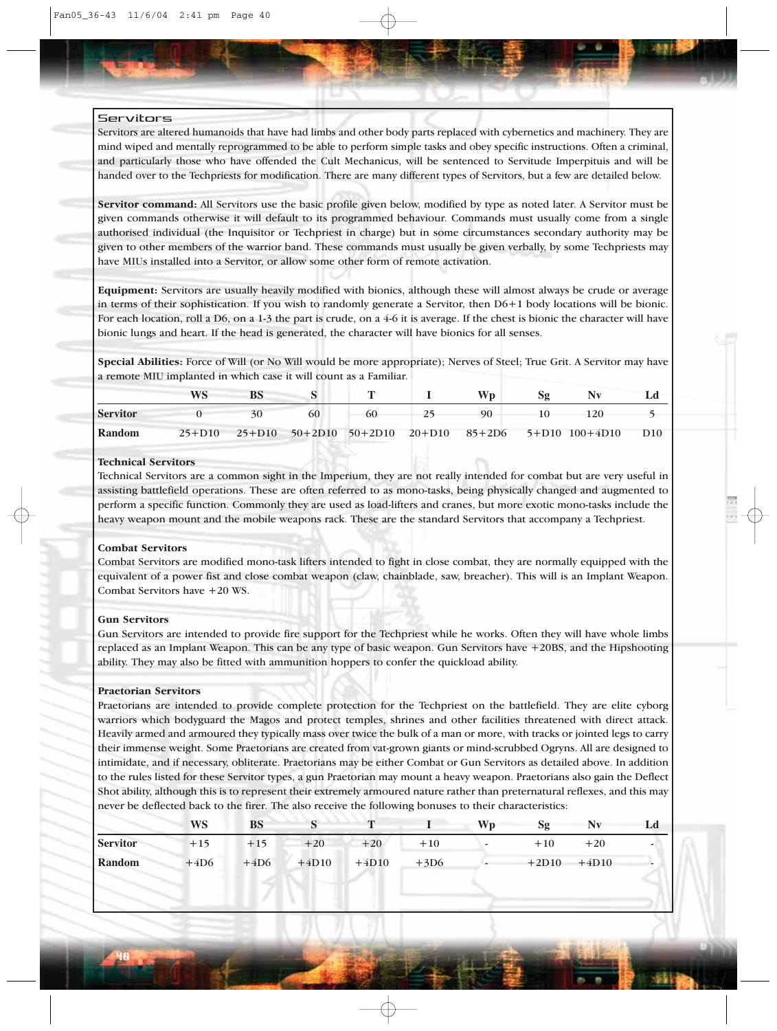## Servitors

Servitors are altered humanoids that have had limbs and other body parts replaced with cybernetics and machinery. They are mind wiped and mentally reprogrammed to be able to perform simple tasks and obey specific instructions. Often a criminal, and particularly those who have offended the Cult Mechanicus, will be sentenced to Servitude Imperpituis and will be handed over to the Techpriests for modification. There are many different types of Servitors, but a few are detailed below.

**Servitor command:** All Servitors use the basic profile given below, modified by type as noted later. A Servitor must be given commands otherwise it will default to its programmed behaviour. Commands must usually come from a single authorised individual (the Inquisitor or Techpriest in charge) but in some circumstances secondary authority may be given to other members of the warrior band. These commands must usually be given verbally, by some Techpriests may have MIUs installed into a Servitor, or allow some other form of remote activation.

**Equipment:** Servitors are usually heavily modified with bionics, although these will almost always be crude or average in terms of their sophistication. If you wish to randomly generate a Servitor, then D6+1 body locations will be bionic. For each location, roll a D6, on a 1-3 the part is crude, on a 4-6 it is average. If the chest is bionic the character will have bionic lungs and heart. If the head is generated, the character will have bionics for all senses.

**Special Abilities:** Force of Will (or No Will would be more appropriate); Nerves of Steel; True Grit. A Servitor may have a remote MIU implanted in which case it will count as a Familiar.

| | WS | BS | S | T | I | Wp | Sg | Nv | Ld |
|---|---|---|---|---|---|---|---|---|---|
| **Servitor** | 0 | 30 | 60 | 60 | 25 | 90 | 10 | 120 | 5 |
| **Random** | 25+D10 | 25+D10 | 50+2D10 | 50+2D10 | 20+D10 | 85+2D6 | 5+D10 | 100+4D10 | D10 |

### Technical Servitors

Technical Servitors are a common sight in the Imperium, they are not really intended for combat but are very useful in assisting battlefield operations. These are often referred to as mono-tasks, being physically changed and augmented to perform a specific function. Commonly they are used as load-lifters and cranes, but more exotic mono-tasks include the heavy weapon mount and the mobile weapons rack. These are the standard Servitors that accompany a Techpriest.

### Combat Servitors

Combat Servitors are modified mono-task lifters intended to fight in close combat, they are normally equipped with the equivalent of a power fist and close combat weapon (claw, chainblade, saw, breacher). This will is an Implant Weapon. Combat Servitors have +20 WS.

### Gun Servitors

Gun Servitors are intended to provide fire support for the Techpriest while he works. Often they will have whole limbs replaced as an Implant Weapon. This can be any type of basic weapon. Gun Servitors have +20BS, and the Hipshooting ability. They may also be fitted with ammunition hoppers to confer the quickload ability.

### Praetorian Servitors

Praetorians are intended to provide complete protection for the Techpriest on the battlefield. They are elite cyborg warriors which bodyguard the Magos and protect temples, shrines and other facilities threatened with direct attack. Heavily armed and armoured they typically mass over twice the bulk of a man or more, with tracks or jointed legs to carry their immense weight. Some Praetorians are created from vat-grown giants or mind-scrubbed Ogryns. All are designed to intimidate, and if necessary, obliterate. Praetorians may be either Combat or Gun Servitors as detailed above. In addition to the rules listed for these Servitor types, a gun Praetorian may mount a heavy weapon. Praetorians also gain the Deflect Shot ability, although this is to represent their extremely armoured nature rather than preternatural reflexes, and this may never be deflected back to the firer. The also receive the following bonuses to their characteristics:

| | WS | BS | S | T | I | Wp | Sg | Nv | Ld |
|---|---|---|---|---|---|---|---|---|---|
| **Servitor** | +15 | +15 | +20 | +20 | +10 | - | +10 | +20 | - |
| **Random** | +4D6 | +4D6 | +4D10 | +4D10 | +3D6 | - | +2D10 | +4D10 | - |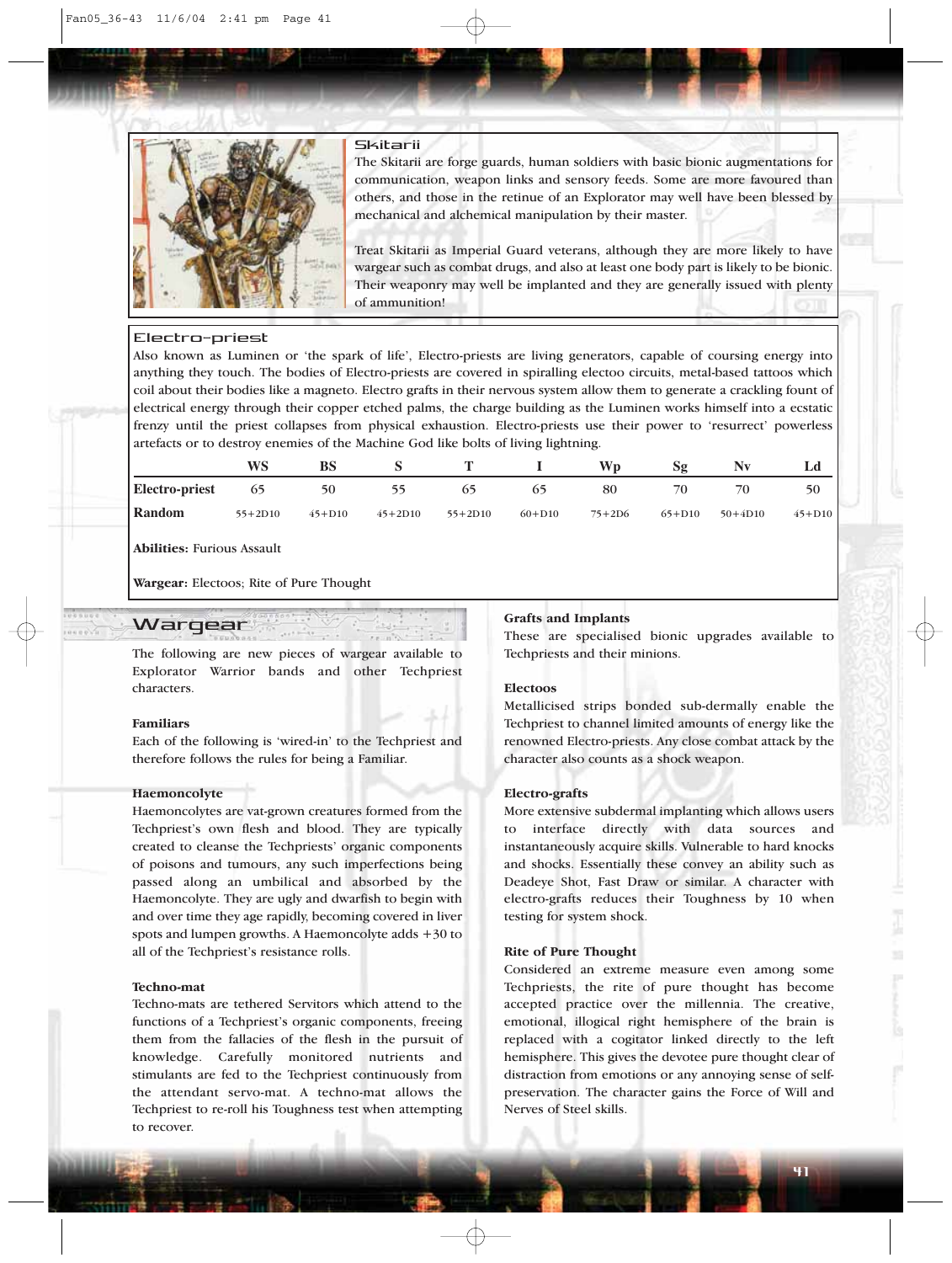### Skitarii

The Skitarii are forge guards, human soldiers with basic bionic augmentations for communication, weapon links and sensory feeds. Some are more favoured than others, and those in the retinue of an Explorator may well have been blessed by mechanical and alchemical manipulation by their master.

Treat Skitarii as Imperial Guard veterans, although they are more likely to have wargear such as combat drugs, and also at least one body part is likely to be bionic. Their weaponry may well be implanted and they are generally issued with plenty of ammunition!

### Electro-priest

Also known as Luminen or 'the spark of life', Electro-priests are living generators, capable of coursing energy into anything they touch. The bodies of Electro-priests are covered in spiralling electoo circuits, metal-based tattoos which coil about their bodies like a magneto. Electro grafts in their nervous system allow them to generate a crackling fount of electrical energy through their copper etched palms, the charge building as the Luminen works himself into a ecstatic frenzy until the priest collapses from physical exhaustion. Electro-priests use their power to 'resurrect' powerless artefacts or to destroy enemies of the Machine God like bolts of living lightning.

| | WS | BS | S | T | I | Wp | Sg | Nv | Ld |
|---|---|---|---|---|---|---|---|---|---|
| **Electro-priest** | 65 | 50 | 55 | 65 | 65 | 80 | 70 | 70 | 50 |
| **Random** | 55+2D10 | 45+D10 | 45+2D10 | 55+2D10 | 60+D10 | 75+2D6 | 65+D10 | 50+4D10 | 45+D10 |

**Abilities:** Furious Assault

**Wargear:** Electoos; Rite of Pure Thought

## Wargear

The following are new pieces of wargear available to Explorator Warrior bands and other Techpriest characters.

**Familiars**

Each of the following is 'wired-in' to the Techpriest and therefore follows the rules for being a Familiar.

**Haemoncolyte**

Haemoncolytes are vat-grown creatures formed from the Techpriest's own flesh and blood. They are typically created to cleanse the Techpriests' organic components of poisons and tumours, any such imperfections being passed along an umbilical and absorbed by the Haemoncolyte. They are ugly and dwarfish to begin with and over time they age rapidly, becoming covered in liver spots and lumpen growths. A Haemoncolyte adds +30 to all of the Techpriest's resistance rolls.

**Techno-mat**

Techno-mats are tethered Servitors which attend to the functions of a Techpriest's organic components, freeing them from the fallacies of the flesh in the pursuit of knowledge. Carefully monitored nutrients and stimulants are fed to the Techpriest continuously from the attendant servo-mat. A techno-mat allows the Techpriest to re-roll his Toughness test when attempting to recover.

**Grafts and Implants**

These are specialised bionic upgrades available to Techpriests and their minions.

**Electoos**

Metallicised strips bonded sub-dermally enable the Techpriest to channel limited amounts of energy like the renowned Electro-priests. Any close combat attack by the character also counts as a shock weapon.

**Electro-grafts**

More extensive subdermal implanting which allows users to interface directly with data sources and instantaneously acquire skills. Vulnerable to hard knocks and shocks. Essentially these convey an ability such as Deadeye Shot, Fast Draw or similar. A character with electro-grafts reduces their Toughness by 10 when testing for system shock.

**Rite of Pure Thought**

Considered an extreme measure even among some Techpriests, the rite of pure thought has become accepted practice over the millennia. The creative, emotional, illogical right hemisphere of the brain is replaced with a cogitator linked directly to the left hemisphere. This gives the devotee pure thought clear of distraction from emotions or any annoying sense of self-preservation. The character gains the Force of Will and Nerves of Steel skills.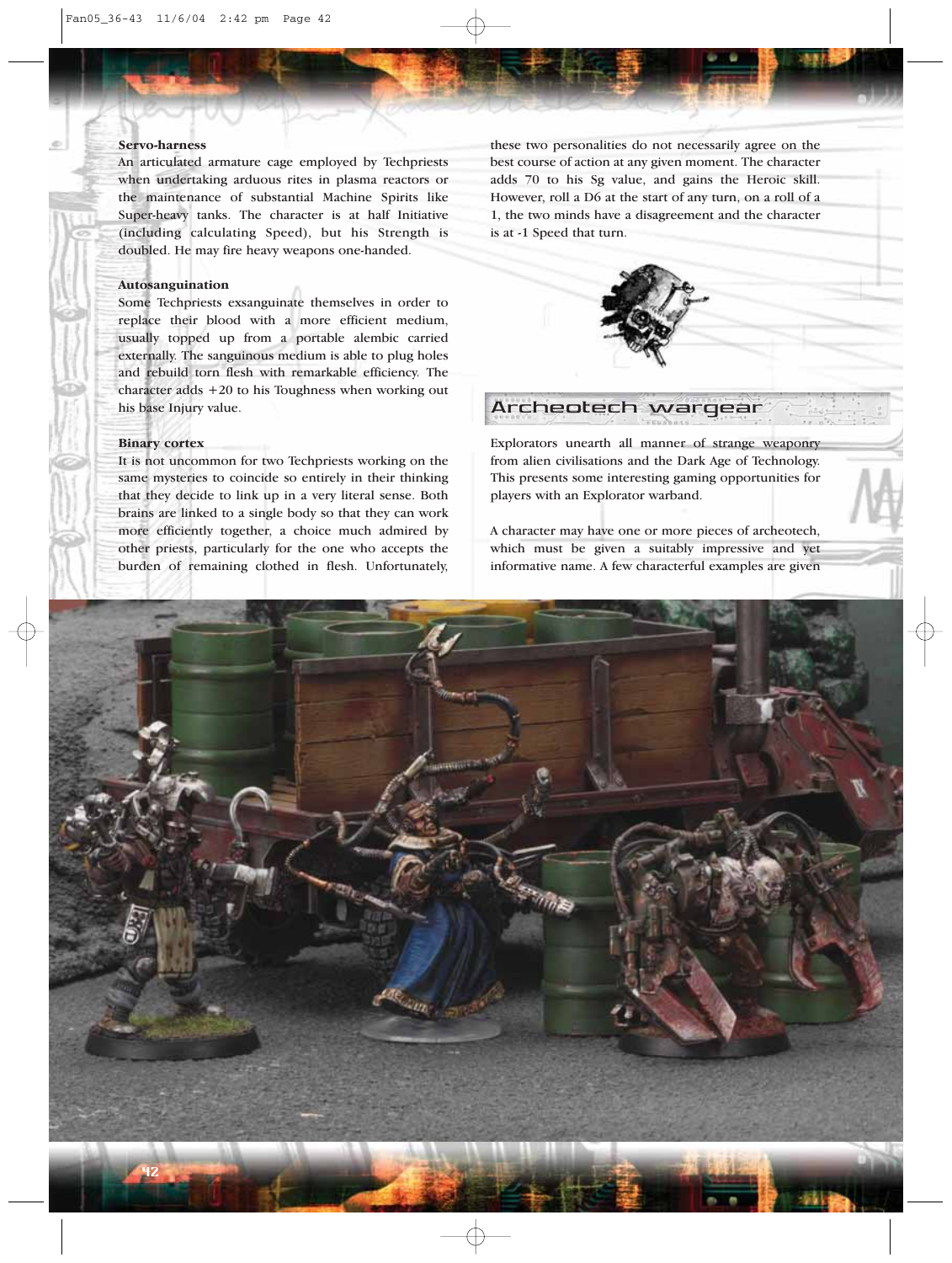**Servo-harness**
An articulated armature cage employed by Techpriests when undertaking arduous rites in plasma reactors or the maintenance of substantial Machine Spirits like Super-heavy tanks. The character is at half Initiative (including calculating Speed), but his Strength is doubled. He may fire heavy weapons one-handed.

**Autosanguination**
Some Techpriests exsanguinate themselves in order to replace their blood with a more efficient medium, usually topped up from a portable alembic carried externally. The sanguinous medium is able to plug holes and rebuild torn flesh with remarkable efficiency. The character adds +20 to his Toughness when working out his base Injury value.

**Binary cortex**
It is not uncommon for two Techpriests working on the same mysteries to coincide so entirely in their thinking that they decide to link up in a very literal sense. Both brains are linked to a single body so that they can work more efficiently together, a choice much admired by other priests, particularly for the one who accepts the burden of remaining clothed in flesh. Unfortunately, these two personalities do not necessarily agree on the best course of action at any given moment. The character adds 70 to his Sg value, and gains the Heroic skill. However, roll a D6 at the start of any turn, on a roll of a 1, the two minds have a disagreement and the character is at -1 Speed that turn.

## Archeotech wargear

Explorators unearth all manner of strange weaponry from alien civilisations and the Dark Age of Technology. This presents some interesting gaming opportunities for players with an Explorator warband.

A character may have one or more pieces of archeotech, which must be given a suitably impressive and yet informative name. A few characterful examples are given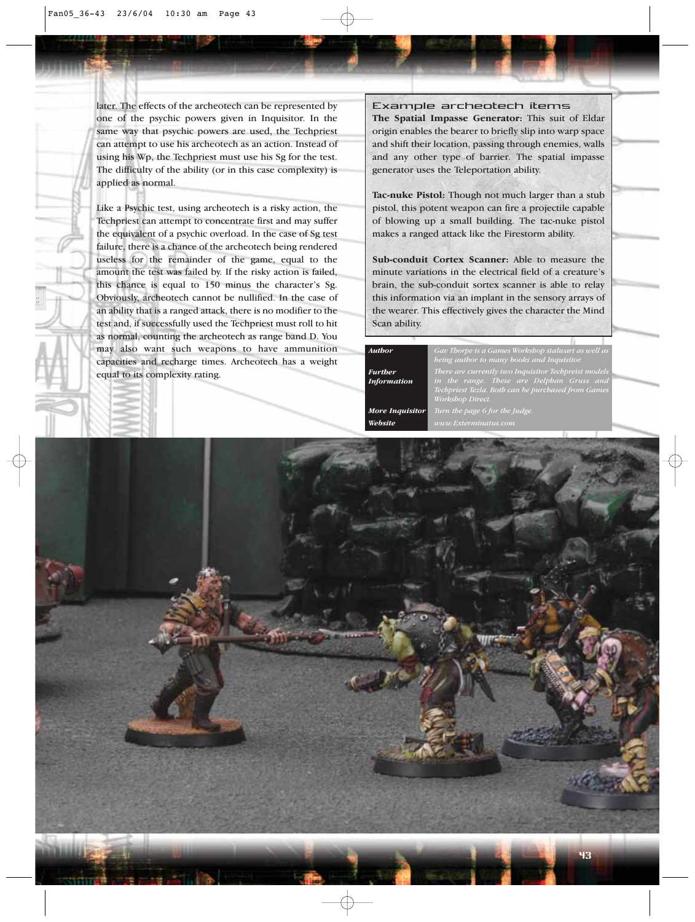later. The effects of the archeotech can be represented by one of the psychic powers given in Inquisitor. In the same way that psychic powers are used, the Techpriest can attempt to use his archeotech as an action. Instead of using his Wp, the Techpriest must use his Sg for the test. The difficulty of the ability (or in this case complexity) is applied as normal.

Like a Psychic test, using archeotech is a risky action, the Techpriest can attempt to concentrate first and may suffer the equivalent of a psychic overload. In the case of Sg test failure, there is a chance of the archeotech being rendered useless for the remainder of the game, equal to the amount the test was failed by. If the risky action is failed, this chance is equal to 150 minus the character's Sg. Obviously, archeotech cannot be nullified. In the case of an ability that is a ranged attack, there is no modifier to the test and, if successfully used the Techpriest must roll to hit as normal, counting the archeotech as range band D. You may also want such weapons to have ammunition capacities and recharge times. Archeotech has a weight equal to its complexity rating.

## Example archeotech items

**The Spatial Impasse Generator:** This suit of Eldar origin enables the bearer to briefly slip into warp space and shift their location, passing through enemies, walls and any other type of barrier. The spatial impasse generator uses the Teleportation ability.

**Tac-nuke Pistol:** Though not much larger than a stub pistol, this potent weapon can fire a projectile capable of blowing up a small building. The tac-nuke pistol makes a ranged attack like the Firestorm ability.

**Sub-conduit Cortex Scanner:** Able to measure the minute variations in the electrical field of a creature's brain, the sub-conduit sortex scanner is able to relay this information via an implant in the sensory arrays of the wearer. This effectively gives the character the Mind Scan ability.

| | |
|---|---|
| ***Author*** | *Gav Thorpe is a Games Workshop stalwart as well as being author to many books and Inquisitor.* |
| ***Further Information*** | *There are currently two Inquisitor Techpreist models in the range. These are Delphan Gruss and Techpriest Tezla. Both can be purchased from Games Workshop Direct.* |
| ***More Inquisitor*** | *Turn the page 6 for the Judge.* |
| ***Website*** | *www.Exterminatus.com* |